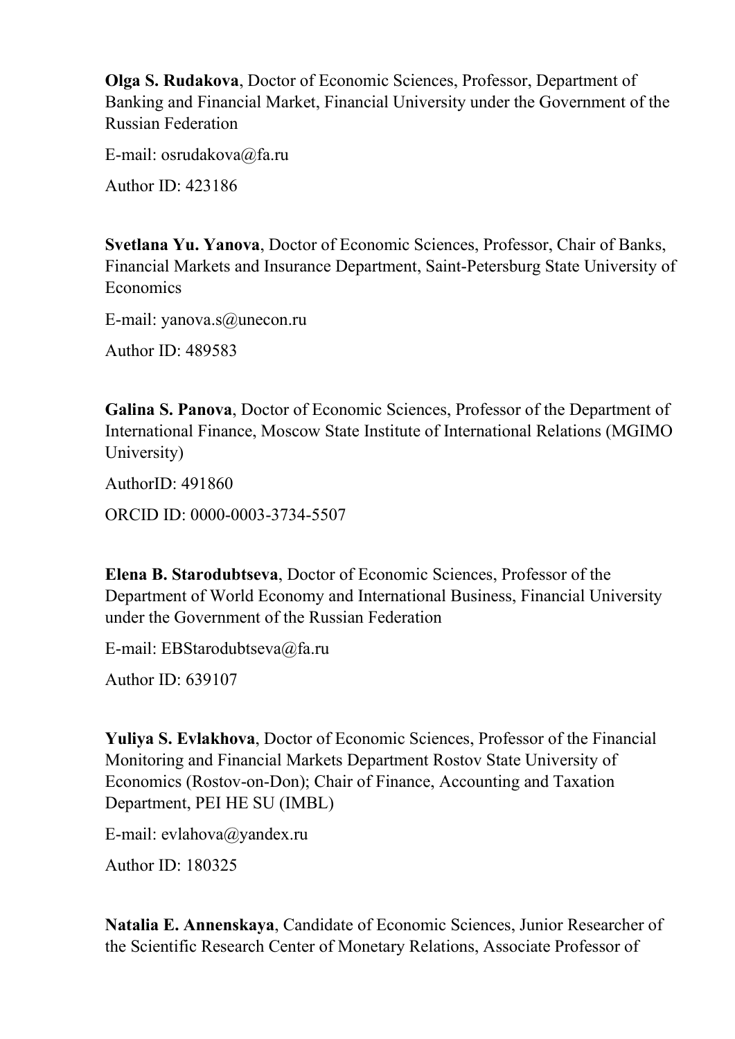**Olga S. Rudakova**, Doctor of Economic Sciences, Professor, Department of Banking and Financial Market, Financial University under the Government of the Russian Federation

E-mail: osrudakova@fa.ru

Author ID: 423186

**Svetlana Yu. Yanova**, Doctor of Economic Sciences, Professor, Chair of Banks, Financial Markets and Insurance Department, Saint-Petersburg State University of Economics

E-mail: yanova.s@unecon.ru

Author ID: 489583

**Galina S. Panova**, Doctor of Economic Sciences, Professor of the Department of International Finance, Moscow State Institute of International Relations (MGIMO University)

AuthorID: 491860

ORCID ID: 0000-0003-3734-5507

**Elena B. Starodubtseva**, Doctor of Economic Sciences, Professor of the Department of World Economy and International Business, Financial University under the Government of the Russian Federation

E-mail: EBStarodubtseva@fa.ru

Author ID: 639107

**Yuliya S. Evlakhova**, Doctor of Economic Sciences, Professor of the Financial Monitoring and Financial Markets Department Rostov State University of Economics (Rostov-on-Don); Chair of Finance, Accounting and Taxation Department, PEI HE SU (IMBL)

E-mail: evlahova@yandex.ru

Author ID: 180325

**Natalia E. Annenskaya**, Candidate of Economic Sciences, Junior Researcher of the Scientific Research Center of Monetary Relations, Associate Professor of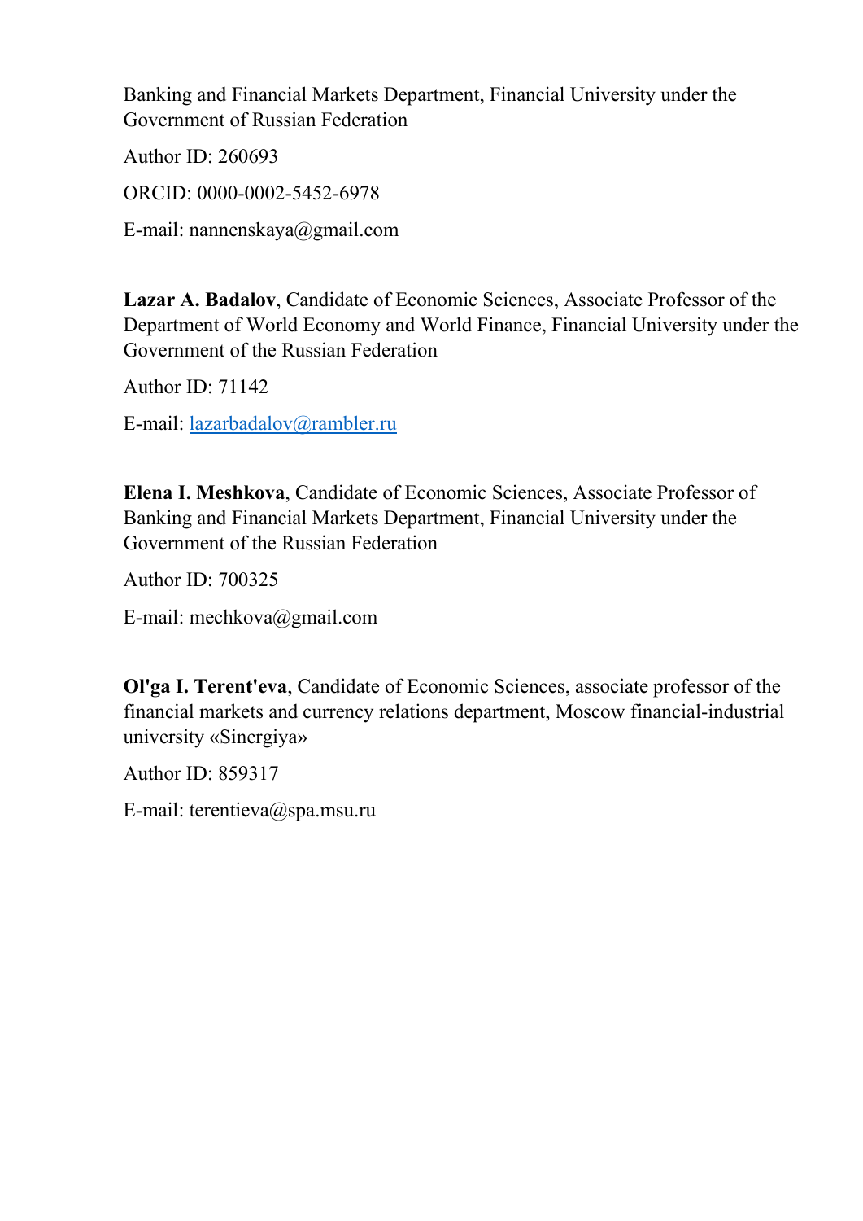Banking and Financial Markets Department, Financial University under the Government of Russian Federation

Author ID: 260693

ORCID: 0000-0002-5452-6978

E-mail: nannenskaya@gmail.com

**Lazar A. Badalov**, Candidate of Economic Sciences, Associate Professor of the Department of World Economy and World Finance, Financial University under the Government of the Russian Federation

Author ID: 71142

E-mail: lazarbadalov@rambler.ru

**Elena I. Meshkova**, Candidate of Economic Sciences, Associate Professor of Banking and Financial Markets Department, Financial University under the Government of the Russian Federation

Author ID: 700325

E-mail: mechkova@gmail.com

**Ol'ga I. Terent'eva**, Candidate of Economic Sciences, associate professor of the financial markets and currency relations department, Moscow financial-industrial university «Sinergiya»

Author ID: 859317

E-mail: terentieva@spa.msu.ru